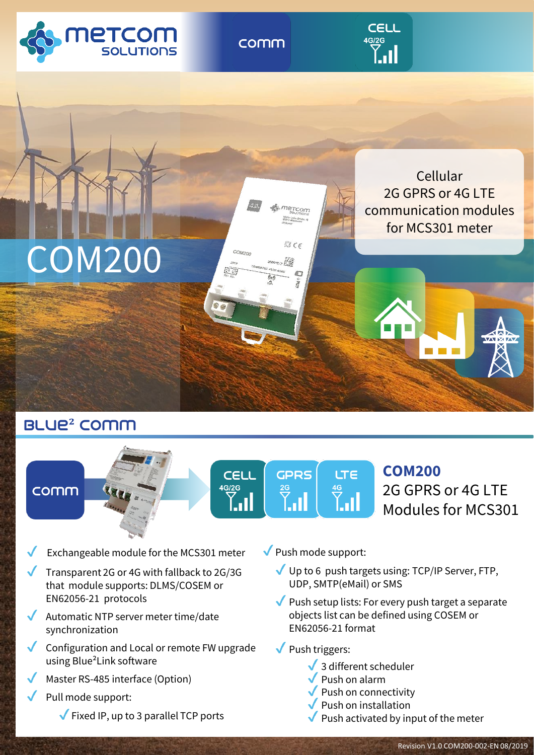# COM200

Cellular
2G GPRS or 4G LTE
communication modules
for MCS301 meter

## BLUE² comm

**COM200**
2G GPRS or 4G LTE
Modules for MCS301

- Exchangeable module for the MCS301 meter
- Transparent 2G or 4G with fallback to 2G/3G that module supports: DLMS/COSEM or EN62056-21 protocols
- Automatic NTP server meter time/date synchronization
- Configuration and Local or remote FW upgrade using Blue²Link software
- Master RS-485 interface (Option)
- Pull mode support:
  - Fixed IP, up to 3 parallel TCP ports
- Push mode support:
  - Up to 6 push targets using: TCP/IP Server, FTP, UDP, SMTP(eMail) or SMS
  - Push setup lists: For every push target a separate objects list can be defined using COSEM or EN62056-21 format
  - Push triggers:
    - 3 different scheduler
    - Push on alarm
    - Push on connectivity
    - Push on installation
    - Push activated by input of the meter

Revision V1.0 COM200-002-EN 08/2019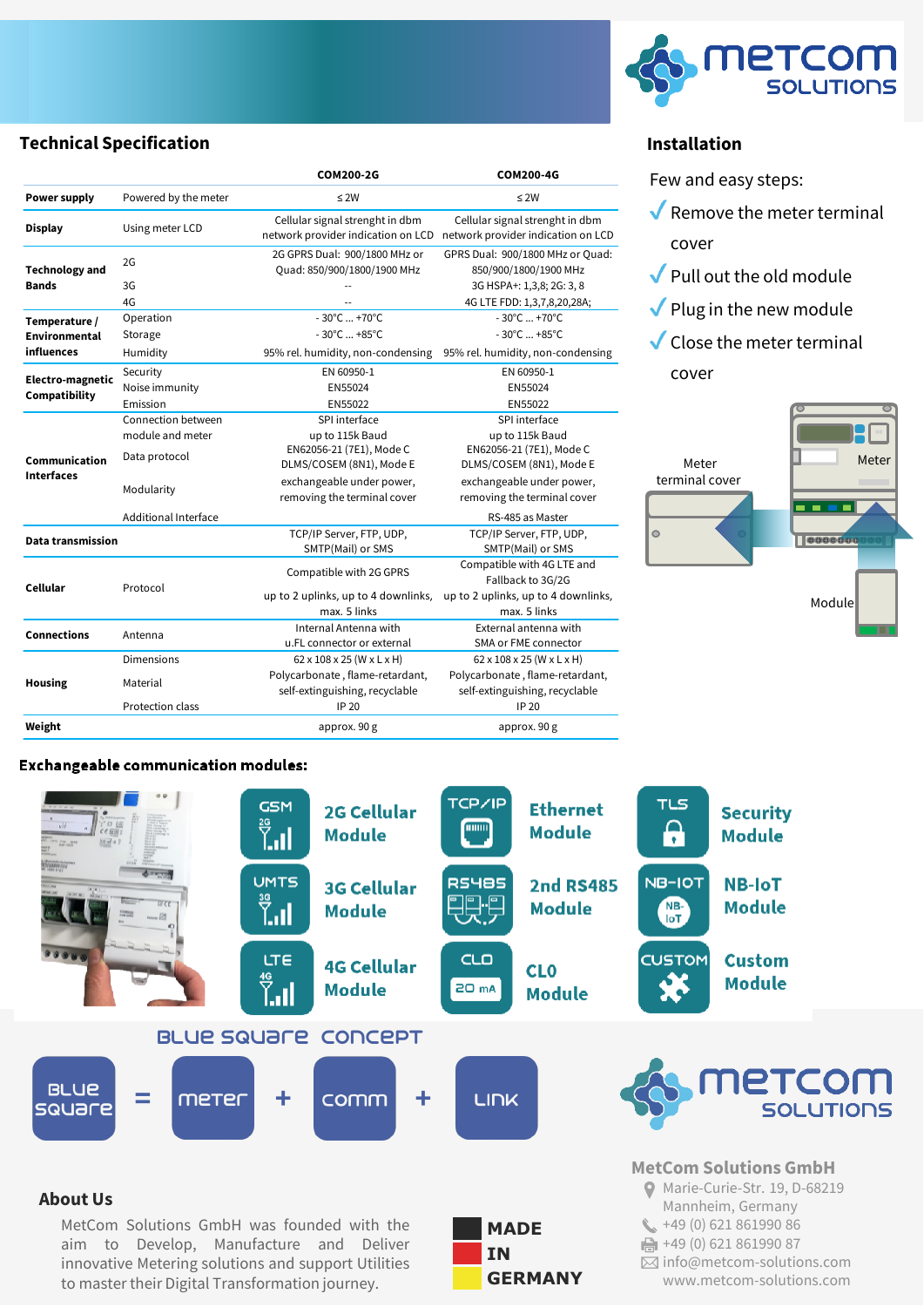## Technical Specification

| | | COM200-2G | COM200-4G |
|---|---|---|---|
| **Power supply** | Powered by the meter | ≤ 2W | ≤ 2W |
| **Display** | Using meter LCD | Cellular signal strenght in dbm network provider indication on LCD | Cellular signal strenght in dbm network provider indication on LCD |
| **Technology and Bands** | 2G | 2G GPRS Dual: 900/1800 MHz or Quad: 850/900/1800/1900 MHz | GPRS Dual: 900/1800 MHz or Quad: 850/900/1800/1900 MHz |
| | 3G | -- | 3G HSPA+: 1,3,8; 2G: 3, 8 |
| | 4G | -- | 4G LTE FDD: 1,3,7,8,20,28A; |
| **Temperature / Environmental influences** | Operation | - 30°C ... +70°C | - 30°C ... +70°C |
| | Storage | - 30°C ... +85°C | - 30°C ... +85°C |
| | Humidity | 95% rel. humidity, non-condensing | 95% rel. humidity, non-condensing |
| **Electro-magnetic Compatibility** | Security | EN 60950-1 | EN 60950-1 |
| | Noise immunity | EN55024 | EN55024 |
| | Emission | EN55022 | EN55022 |
| **Communication Interfaces** | Connection between module and meter | SPI interface up to 115k Baud | SPI interface up to 115k Baud |
| | Data protocol | EN62056-21 (7E1), Mode C DLMS/COSEM (8N1), Mode E | EN62056-21 (7E1), Mode C DLMS/COSEM (8N1), Mode E |
| | Modularity | exchangeable under power, removing the terminal cover | exchangeable under power, removing the terminal cover |
| | Additional Interface | | RS-485 as Master |
| **Data transmission** | | TCP/IP Server, FTP, UDP, SMTP(Mail) or SMS | TCP/IP Server, FTP, UDP, SMTP(Mail) or SMS |
| **Cellular** | Protocol | Compatible with 2G GPRS | Compatible with 4G LTE and Fallback to 3G/2G |
| | | up to 2 uplinks, up to 4 downlinks, max. 5 links | up to 2 uplinks, up to 4 downlinks, max. 5 links |
| **Connections** | Antenna | Internal Antenna with u.FL connector or external | External antenna with SMA or FME connector |
| **Housing** | Dimensions | 62 x 108 x 25 (W x L x H) | 62 x 108 x 25 (W x L x H) |
| | Material | Polycarbonate , flame-retardant, self-extinguishing, recyclable | Polycarbonate , flame-retardant, self-extinguishing, recyclable |
| | Protection class | IP 20 | IP 20 |
| **Weight** | | approx. 90 g | approx. 90 g |

## Installation

Few and easy steps:

- ✓ Remove the meter terminal cover
- ✓ Pull out the old module
- ✓ Plug in the new module
- ✓ Close the meter terminal cover

Meter terminal cover

Meter

Module

## Exchangeable communication modules:

- GSM 2G — 2G Cellular Module
- UMTS 3G — 3G Cellular Module
- LTE 4G — 4G Cellular Module
- TCP/IP — Ethernet Module
- RS485 — 2nd RS485 Module
- CLO 20 mA — CLO Module
- TLS — Security Module
- NB-IOT — NB-IoT Module
- CUSTOM — Custom Module

## BLUE SQUARE CONCEPT

BLUE SQUARE = METER + COMM + LINK

## About Us

MetCom Solutions GmbH was founded with the aim to Develop, Manufacture and Deliver innovative Metering solutions and support Utilities to master their Digital Transformation journey.

MADE IN GERMANY

**MetCom Solutions GmbH**
Marie-Curie-Str. 19, D-68219 Mannheim, Germany
+49 (0) 621 861990 86
+49 (0) 621 861990 87
info@metcom-solutions.com
www.metcom-solutions.com